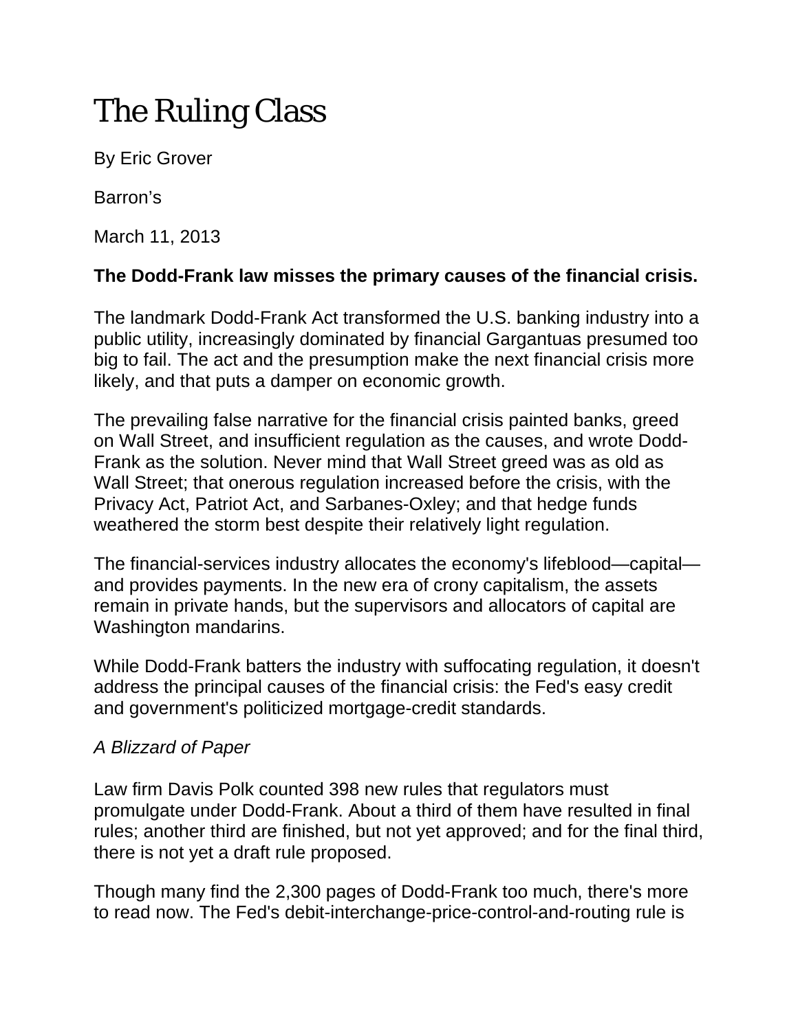# The Ruling Class

By Eric Grover

Barron's

March 11, 2013

**The Dodd-Frank law misses the primary causes of the financial crisis.**

The landmark Dodd-Frank Act transformed the U.S. banking industry into a public utility, increasingly dominated by financial Gargantuas presumed too big to fail. The act and the presumption make the next financial crisis more likely, and that puts a damper on economic growth.

The prevailing false narrative for the financial crisis painted banks, greed on Wall Street, and insufficient regulation as the causes, and wrote Dodd-Frank as the solution. Never mind that Wall Street greed was as old as Wall Street; that onerous regulation increased before the crisis, with the Privacy Act, Patriot Act, and Sarbanes-Oxley; and that hedge funds weathered the storm best despite their relatively light regulation.

The financial-services industry allocates the economy's lifeblood—capital—and provides payments. In the new era of crony capitalism, the assets remain in private hands, but the supervisors and allocators of capital are Washington mandarins.

While Dodd-Frank batters the industry with suffocating regulation, it doesn't address the principal causes of the financial crisis: the Fed's easy credit and government's politicized mortgage-credit standards.

*A Blizzard of Paper*

Law firm Davis Polk counted 398 new rules that regulators must promulgate under Dodd-Frank. About a third of them have resulted in final rules; another third are finished, but not yet approved; and for the final third, there is not yet a draft rule proposed.

Though many find the 2,300 pages of Dodd-Frank too much, there's more to read now. The Fed's debit-interchange-price-control-and-routing rule is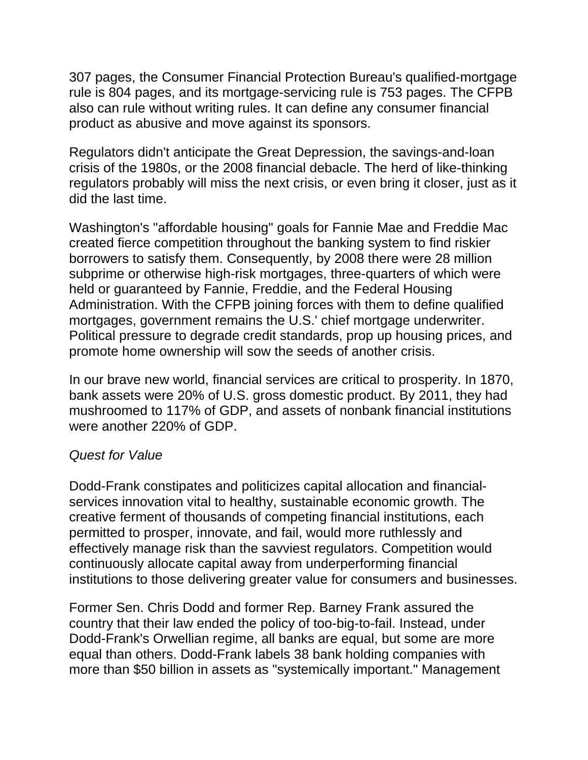307 pages, the Consumer Financial Protection Bureau's qualified-mortgage rule is 804 pages, and its mortgage-servicing rule is 753 pages. The CFPB also can rule without writing rules. It can define any consumer financial product as abusive and move against its sponsors.

Regulators didn't anticipate the Great Depression, the savings-and-loan crisis of the 1980s, or the 2008 financial debacle. The herd of like-thinking regulators probably will miss the next crisis, or even bring it closer, just as it did the last time.

Washington's "affordable housing" goals for Fannie Mae and Freddie Mac created fierce competition throughout the banking system to find riskier borrowers to satisfy them. Consequently, by 2008 there were 28 million subprime or otherwise high-risk mortgages, three-quarters of which were held or guaranteed by Fannie, Freddie, and the Federal Housing Administration. With the CFPB joining forces with them to define qualified mortgages, government remains the U.S.' chief mortgage underwriter. Political pressure to degrade credit standards, prop up housing prices, and promote home ownership will sow the seeds of another crisis.

In our brave new world, financial services are critical to prosperity. In 1870, bank assets were 20% of U.S. gross domestic product. By 2011, they had mushroomed to 117% of GDP, and assets of nonbank financial institutions were another 220% of GDP.

*Quest for Value*

Dodd-Frank constipates and politicizes capital allocation and financial-services innovation vital to healthy, sustainable economic growth. The creative ferment of thousands of competing financial institutions, each permitted to prosper, innovate, and fail, would more ruthlessly and effectively manage risk than the savviest regulators. Competition would continuously allocate capital away from underperforming financial institutions to those delivering greater value for consumers and businesses.

Former Sen. Chris Dodd and former Rep. Barney Frank assured the country that their law ended the policy of too-big-to-fail. Instead, under Dodd-Frank's Orwellian regime, all banks are equal, but some are more equal than others. Dodd-Frank labels 38 bank holding companies with more than $50 billion in assets as "systemically important." Management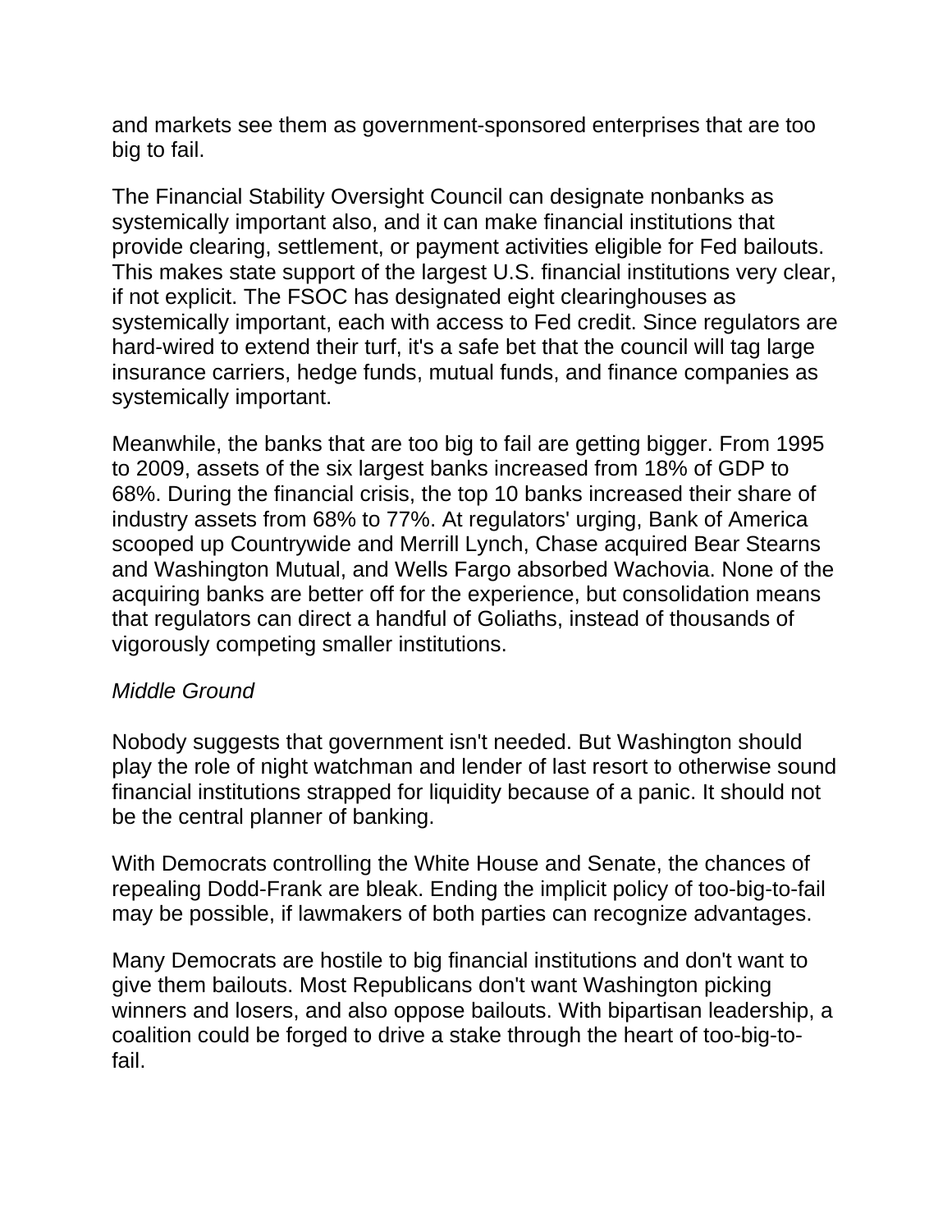and markets see them as government-sponsored enterprises that are too big to fail.

The Financial Stability Oversight Council can designate nonbanks as systemically important also, and it can make financial institutions that provide clearing, settlement, or payment activities eligible for Fed bailouts. This makes state support of the largest U.S. financial institutions very clear, if not explicit. The FSOC has designated eight clearinghouses as systemically important, each with access to Fed credit. Since regulators are hard-wired to extend their turf, it's a safe bet that the council will tag large insurance carriers, hedge funds, mutual funds, and finance companies as systemically important.

Meanwhile, the banks that are too big to fail are getting bigger. From 1995 to 2009, assets of the six largest banks increased from 18% of GDP to 68%. During the financial crisis, the top 10 banks increased their share of industry assets from 68% to 77%. At regulators' urging, Bank of America scooped up Countrywide and Merrill Lynch, Chase acquired Bear Stearns and Washington Mutual, and Wells Fargo absorbed Wachovia. None of the acquiring banks are better off for the experience, but consolidation means that regulators can direct a handful of Goliaths, instead of thousands of vigorously competing smaller institutions.

*Middle Ground*

Nobody suggests that government isn't needed. But Washington should play the role of night watchman and lender of last resort to otherwise sound financial institutions strapped for liquidity because of a panic. It should not be the central planner of banking.

With Democrats controlling the White House and Senate, the chances of repealing Dodd-Frank are bleak. Ending the implicit policy of too-big-to-fail may be possible, if lawmakers of both parties can recognize advantages.

Many Democrats are hostile to big financial institutions and don't want to give them bailouts. Most Republicans don't want Washington picking winners and losers, and also oppose bailouts. With bipartisan leadership, a coalition could be forged to drive a stake through the heart of too-big-to-fail.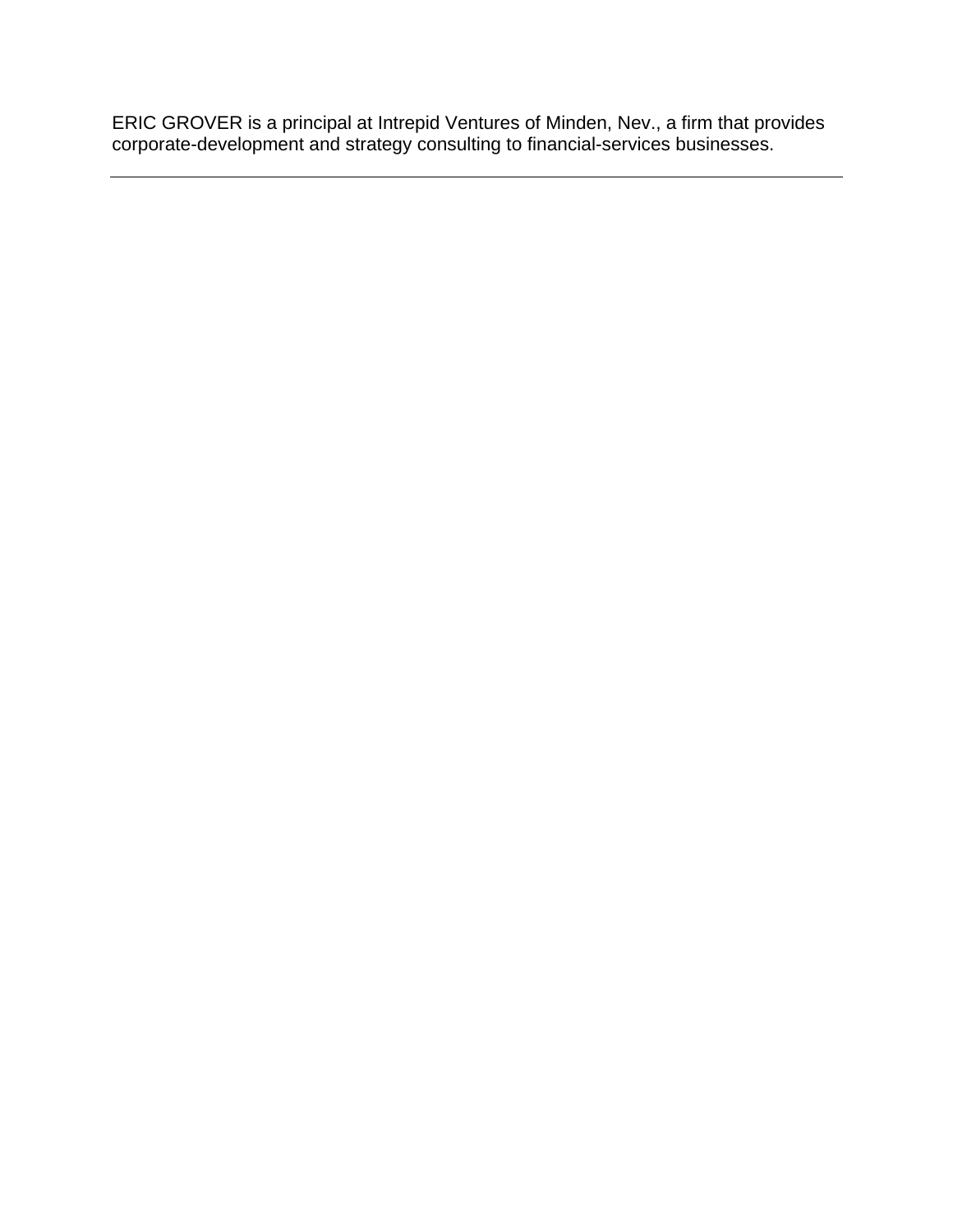ERIC GROVER is a principal at Intrepid Ventures of Minden, Nev., a firm that provides corporate-development and strategy consulting to financial-services businesses.

---